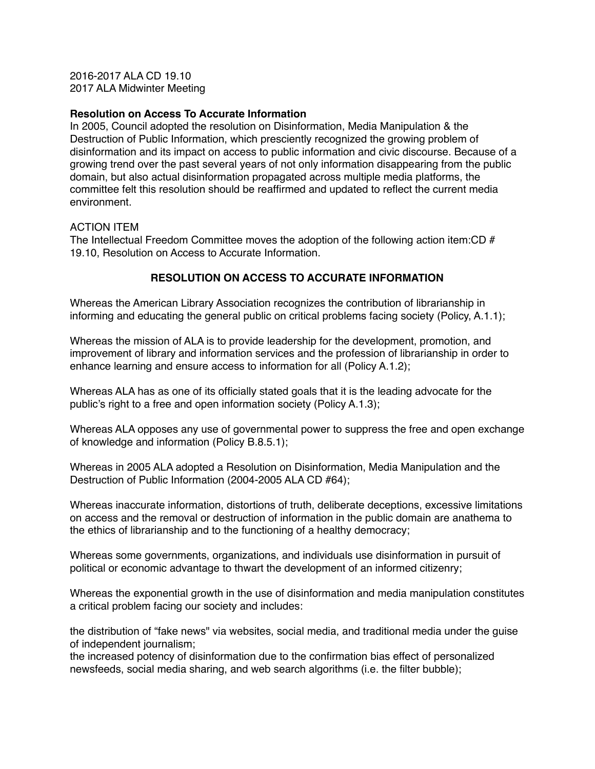2016-2017 ALA CD 19.10
2017 ALA Midwinter Meeting

**Resolution on Access To Accurate Information**
In 2005, Council adopted the resolution on Disinformation, Media Manipulation & the Destruction of Public Information, which presciently recognized the growing problem of disinformation and its impact on access to public information and civic discourse. Because of a growing trend over the past several years of not only information disappearing from the public domain, but also actual disinformation propagated across multiple media platforms, the committee felt this resolution should be reaffirmed and updated to reflect the current media environment.

ACTION ITEM
The Intellectual Freedom Committee moves the adoption of the following action item:CD # 19.10, Resolution on Access to Accurate Information.

## RESOLUTION ON ACCESS TO ACCURATE INFORMATION

Whereas the American Library Association recognizes the contribution of librarianship in informing and educating the general public on critical problems facing society (Policy, A.1.1);

Whereas the mission of ALA is to provide leadership for the development, promotion, and improvement of library and information services and the profession of librarianship in order to enhance learning and ensure access to information for all (Policy A.1.2);

Whereas ALA has as one of its officially stated goals that it is the leading advocate for the public's right to a free and open information society (Policy A.1.3);

Whereas ALA opposes any use of governmental power to suppress the free and open exchange of knowledge and information (Policy B.8.5.1);

Whereas in 2005 ALA adopted a Resolution on Disinformation, Media Manipulation and the Destruction of Public Information (2004-2005 ALA CD #64);

Whereas inaccurate information, distortions of truth, deliberate deceptions, excessive limitations on access and the removal or destruction of information in the public domain are anathema to the ethics of librarianship and to the functioning of a healthy democracy;

Whereas some governments, organizations, and individuals use disinformation in pursuit of political or economic advantage to thwart the development of an informed citizenry;

Whereas the exponential growth in the use of disinformation and media manipulation constitutes a critical problem facing our society and includes:

the distribution of "fake news" via websites, social media, and traditional media under the guise of independent journalism;
the increased potency of disinformation due to the confirmation bias effect of personalized newsfeeds, social media sharing, and web search algorithms (i.e. the filter bubble);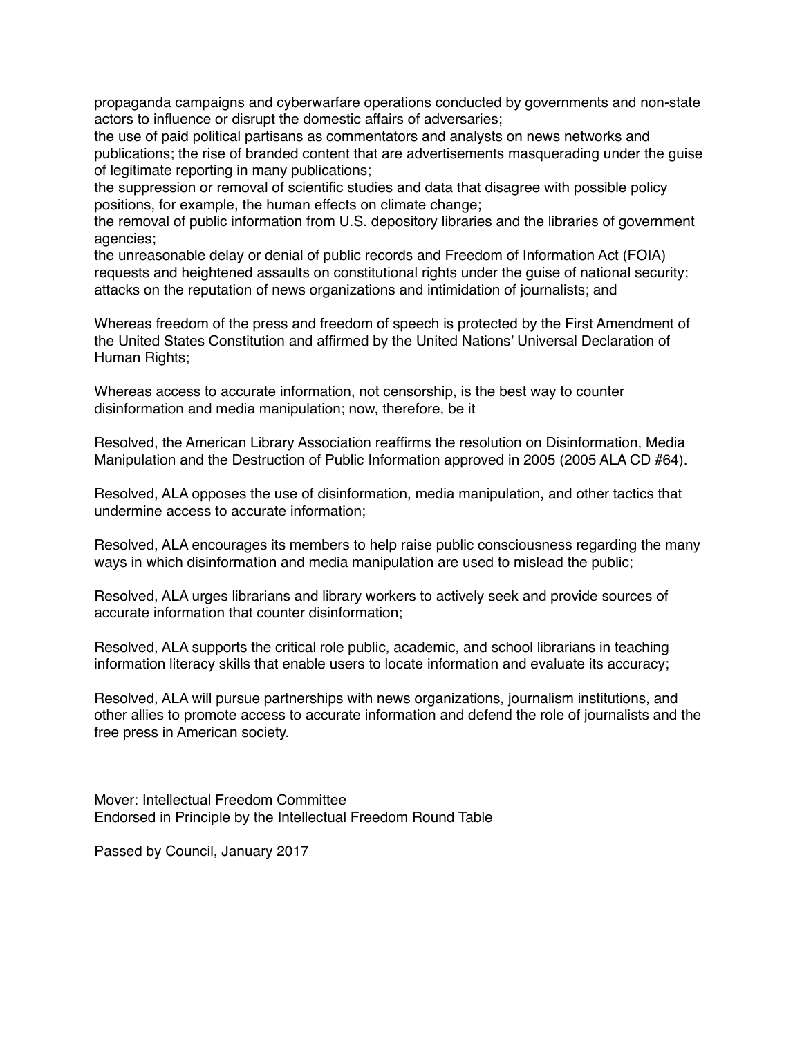propaganda campaigns and cyberwarfare operations conducted by governments and non-state actors to influence or disrupt the domestic affairs of adversaries;
the use of paid political partisans as commentators and analysts on news networks and publications; the rise of branded content that are advertisements masquerading under the guise of legitimate reporting in many publications;
the suppression or removal of scientific studies and data that disagree with possible policy positions, for example, the human effects on climate change;
the removal of public information from U.S. depository libraries and the libraries of government agencies;
the unreasonable delay or denial of public records and Freedom of Information Act (FOIA) requests and heightened assaults on constitutional rights under the guise of national security;
attacks on the reputation of news organizations and intimidation of journalists; and

Whereas freedom of the press and freedom of speech is protected by the First Amendment of the United States Constitution and affirmed by the United Nations' Universal Declaration of Human Rights;

Whereas access to accurate information, not censorship, is the best way to counter disinformation and media manipulation; now, therefore, be it

Resolved, the American Library Association reaffirms the resolution on Disinformation, Media Manipulation and the Destruction of Public Information approved in 2005 (2005 ALA CD #64).

Resolved, ALA opposes the use of disinformation, media manipulation, and other tactics that undermine access to accurate information;

Resolved, ALA encourages its members to help raise public consciousness regarding the many ways in which disinformation and media manipulation are used to mislead the public;

Resolved, ALA urges librarians and library workers to actively seek and provide sources of accurate information that counter disinformation;

Resolved, ALA supports the critical role public, academic, and school librarians in teaching information literacy skills that enable users to locate information and evaluate its accuracy;

Resolved, ALA will pursue partnerships with news organizations, journalism institutions, and other allies to promote access to accurate information and defend the role of journalists and the free press in American society.

Mover: Intellectual Freedom Committee
Endorsed in Principle by the Intellectual Freedom Round Table

Passed by Council, January 2017